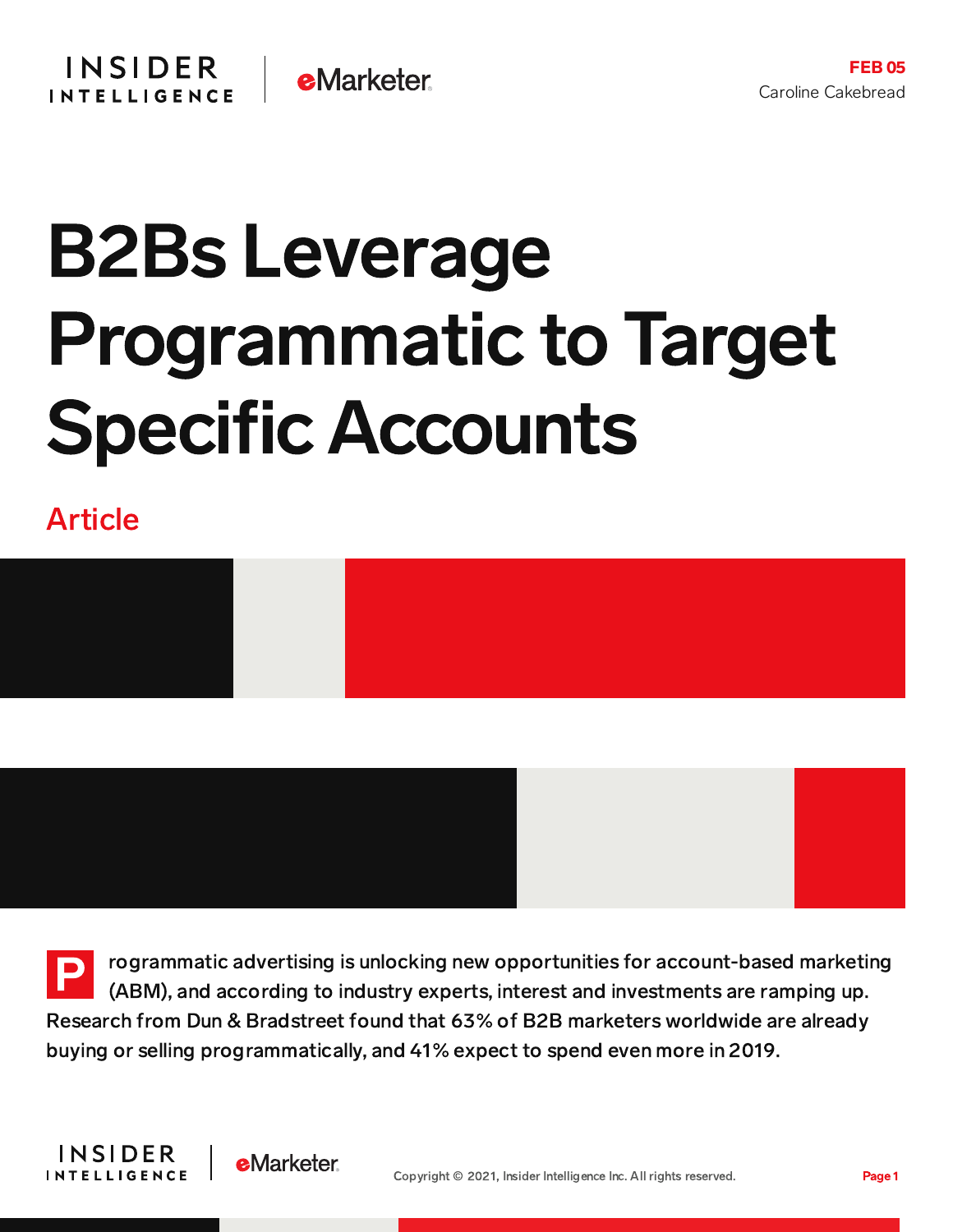FEB 05
Caroline Cakebread

# B2Bs Leverage Programmatic to Target Specific Accounts

## Article

Programmatic advertising is unlocking new opportunities for account-based marketing (ABM), and according to industry experts, interest and investments are ramping up. Research from Dun & Bradstreet found that 63% of B2B marketers worldwide are already buying or selling programmatically, and 41% expect to spend even more in 2019.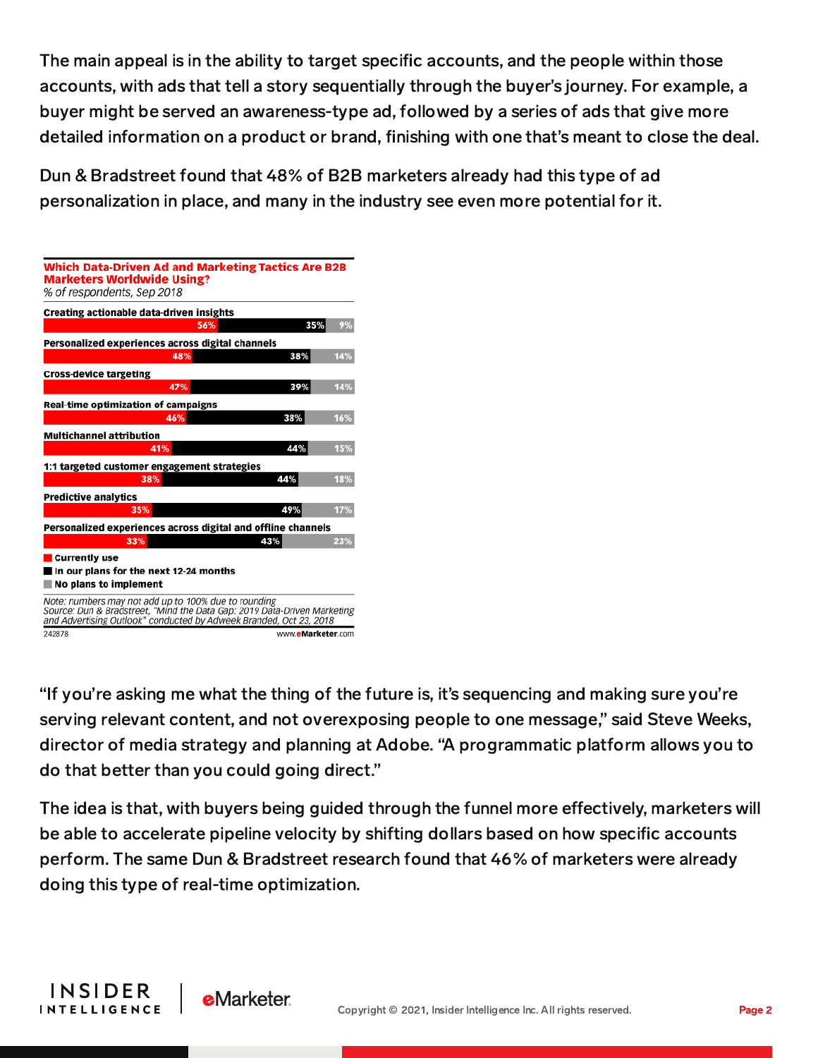The main appeal is in the ability to target specific accounts, and the people within those accounts, with ads that tell a story sequentially through the buyer's journey. For example, a buyer might be served an awareness-type ad, followed by a series of ads that give more detailed information on a product or brand, finishing with one that's meant to close the deal.

Dun & Bradstreet found that 48% of B2B marketers already had this type of ad personalization in place, and many in the industry see even more potential for it.

**Which Data-Driven Ad and Marketing Tactics Are B2B Marketers Worldwide Using?**
*% of respondents, Sep 2018*

| Tactic | Currently use | In our plans for the next 12-24 months | No plans to implement |
|---|---|---|---|
| Creating actionable data-driven insights | 56% | 35% | 9% |
| Personalized experiences across digital channels | 48% | 38% | 14% |
| Cross-device targeting | 47% | 39% | 14% |
| Real-time optimization of campaigns | 46% | 38% | 16% |
| Multichannel attribution | 41% | 44% | 15% |
| 1:1 targeted customer engagement strategies | 38% | 44% | 18% |
| Predictive analytics | 35% | 49% | 17% |
| Personalized experiences across digital and offline channels | 33% | 43% | 23% |

*Note: numbers may not add up to 100% due to rounding*
*Source: Dun & Bradstreet, "Mind the Data Gap: 2019 Data-Driven Marketing and Advertising Outlook" conducted by Adweek Branded, Oct 23, 2018*

242878 www.eMarketer.com

"If you're asking me what the thing of the future is, it's sequencing and making sure you're serving relevant content, and not overexposing people to one message," said Steve Weeks, director of media strategy and planning at Adobe. "A programmatic platform allows you to do that better than you could going direct."

The idea is that, with buyers being guided through the funnel more effectively, marketers will be able to accelerate pipeline velocity by shifting dollars based on how specific accounts perform. The same Dun & Bradstreet research found that 46% of marketers were already doing this type of real-time optimization.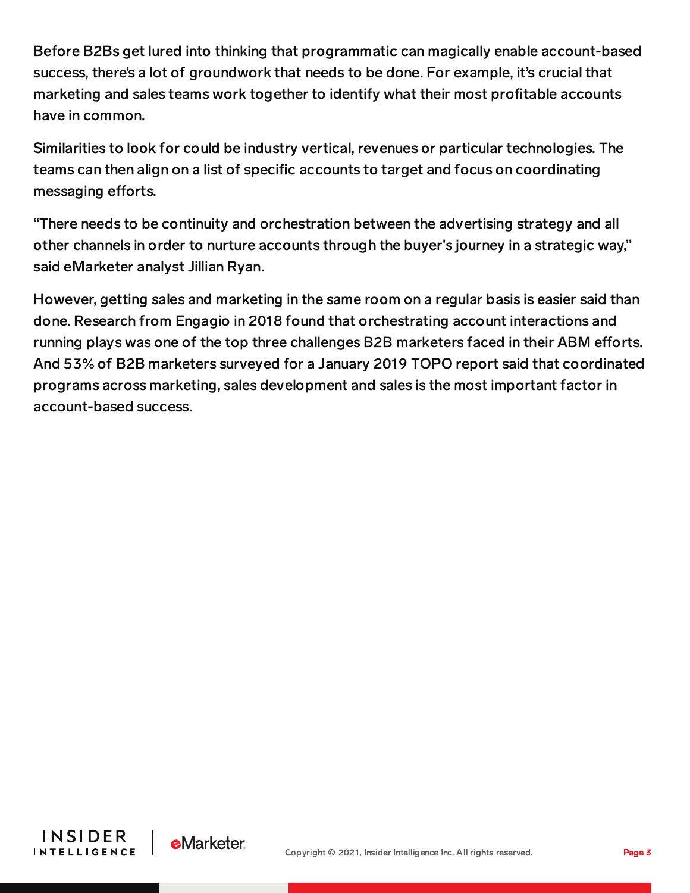Before B2Bs get lured into thinking that programmatic can magically enable account-based success, there's a lot of groundwork that needs to be done. For example, it's crucial that marketing and sales teams work together to identify what their most profitable accounts have in common.

Similarities to look for could be industry vertical, revenues or particular technologies. The teams can then align on a list of specific accounts to target and focus on coordinating messaging efforts.

"There needs to be continuity and orchestration between the advertising strategy and all other channels in order to nurture accounts through the buyer's journey in a strategic way," said eMarketer analyst Jillian Ryan.

However, getting sales and marketing in the same room on a regular basis is easier said than done. Research from Engagio in 2018 found that orchestrating account interactions and running plays was one of the top three challenges B2B marketers faced in their ABM efforts. And 53% of B2B marketers surveyed for a January 2019 TOPO report said that coordinated programs across marketing, sales development and sales is the most important factor in account-based success.